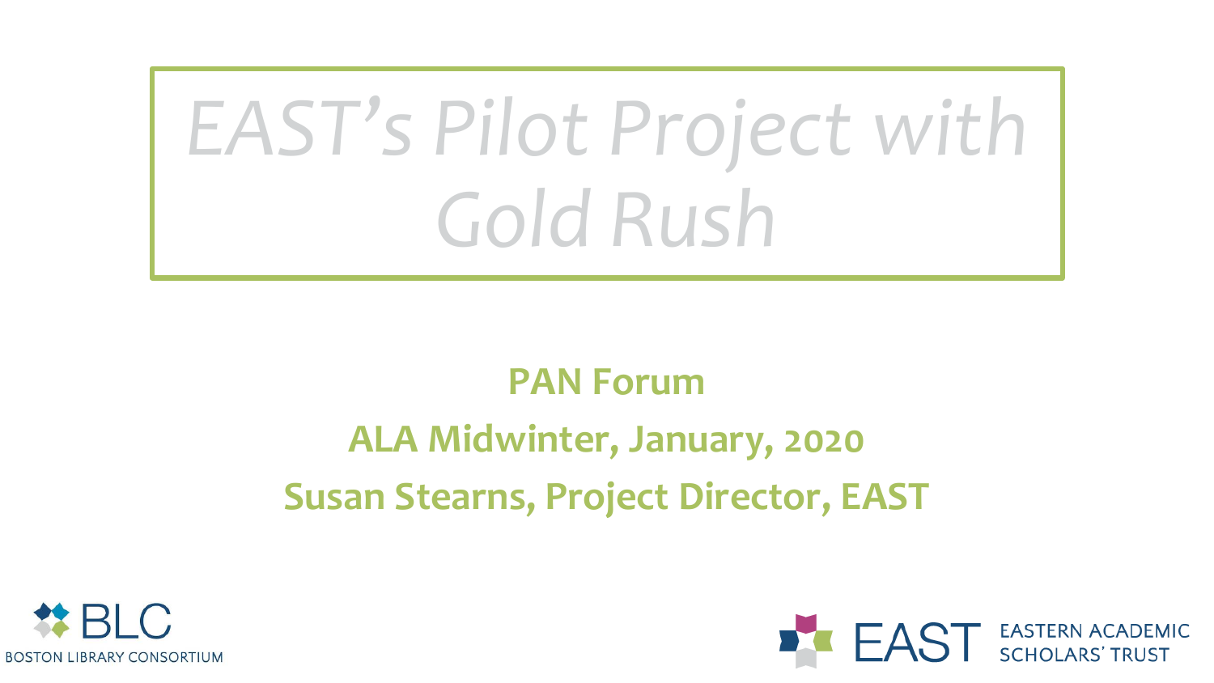# *EAST's Pilot Project with Gold Rush*

**PAN Forum**

**ALA Midwinter, January, 2020**

**Susan Stearns, Project Director, EAST**

BLC
BOSTON LIBRARY CONSORTIUM

EAST EASTERN ACADEMIC SCHOLARS' TRUST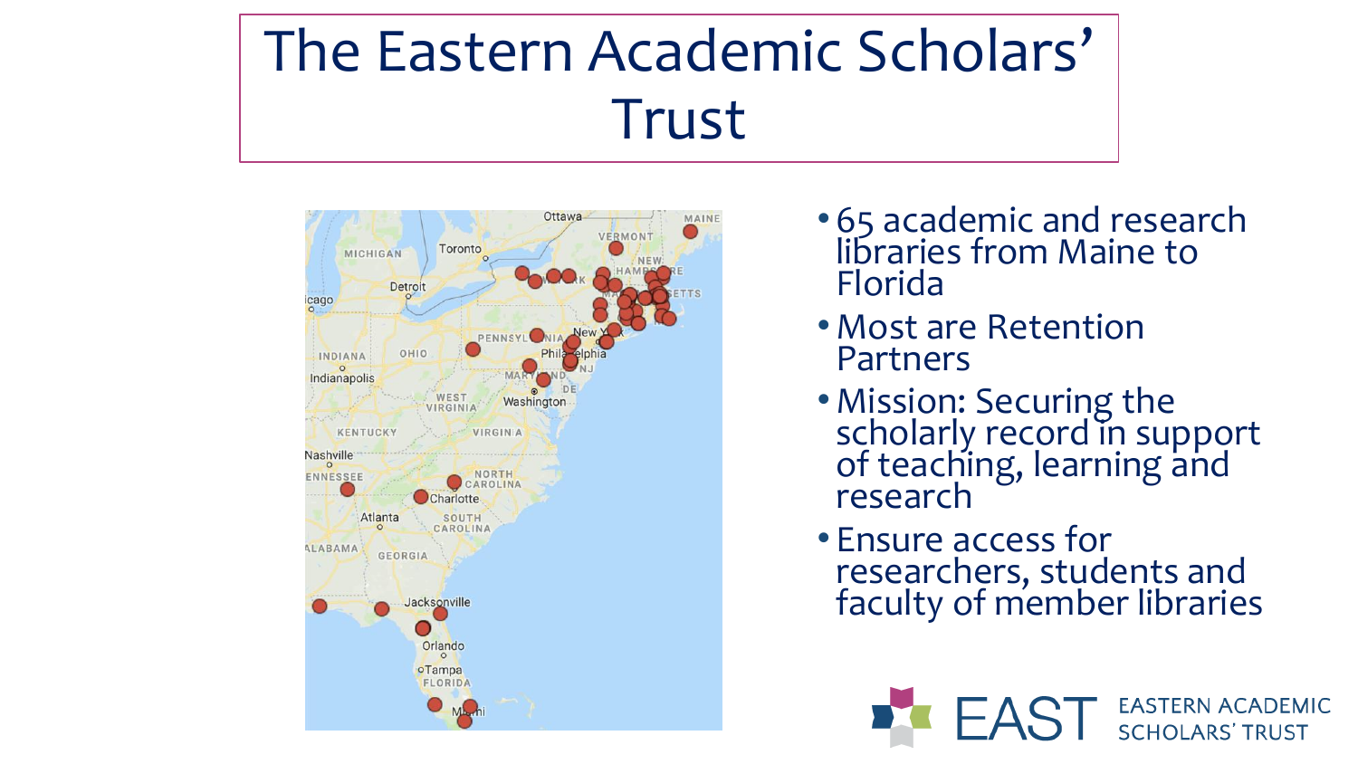# The Eastern Academic Scholars' Trust

- 65 academic and research libraries from Maine to Florida
- Most are Retention Partners
- Mission: Securing the scholarly record in support of teaching, learning and research
- Ensure access for researchers, students and faculty of member libraries

EAST EASTERN ACADEMIC SCHOLARS' TRUST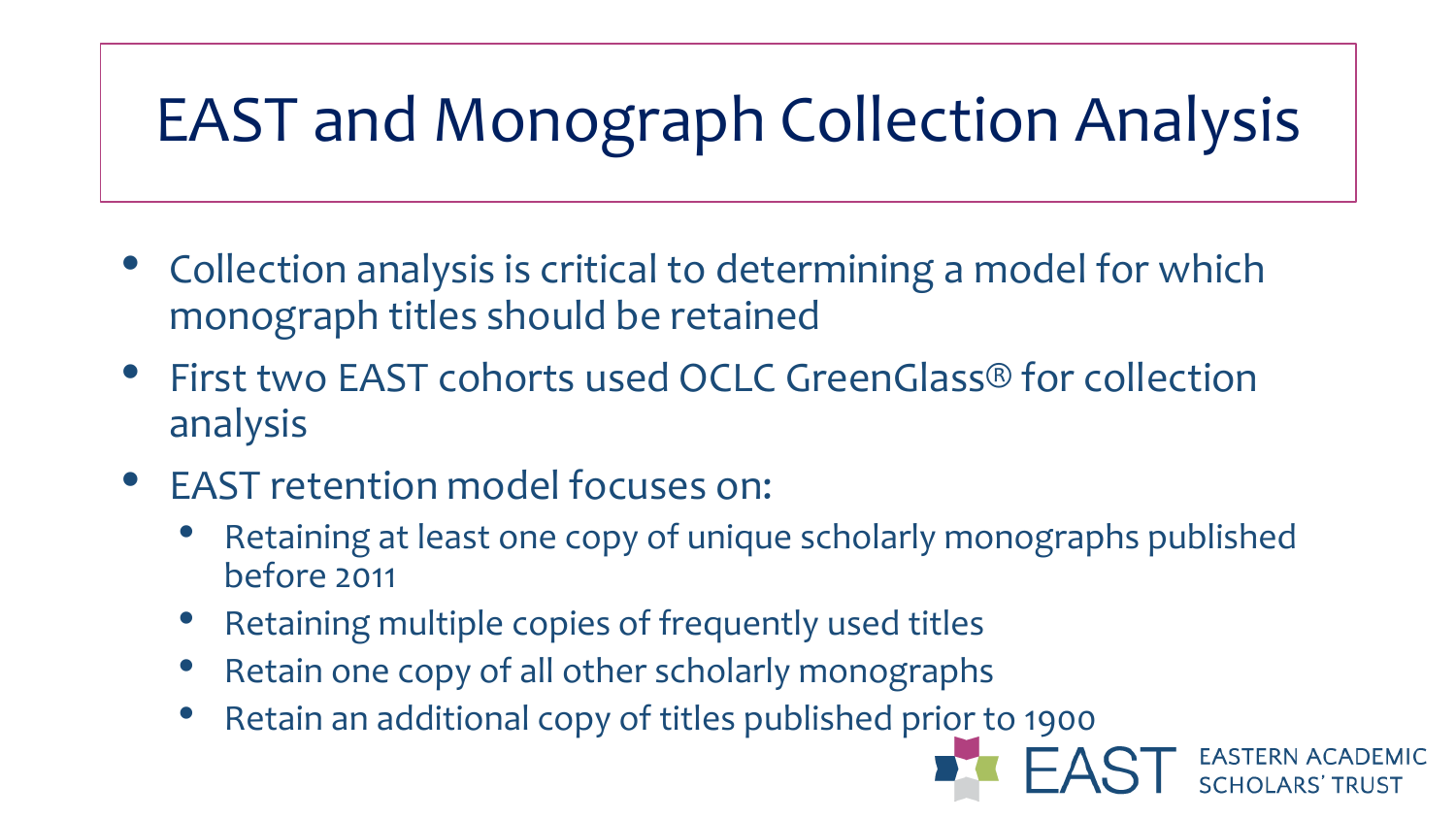# EAST and Monograph Collection Analysis

- Collection analysis is critical to determining a model for which monograph titles should be retained
- First two EAST cohorts used OCLC GreenGlass® for collection analysis
- EAST retention model focuses on:
  - Retaining at least one copy of unique scholarly monographs published before 2011
  - Retaining multiple copies of frequently used titles
  - Retain one copy of all other scholarly monographs
  - Retain an additional copy of titles published prior to 1900

EAST EASTERN ACADEMIC SCHOLARS' TRUST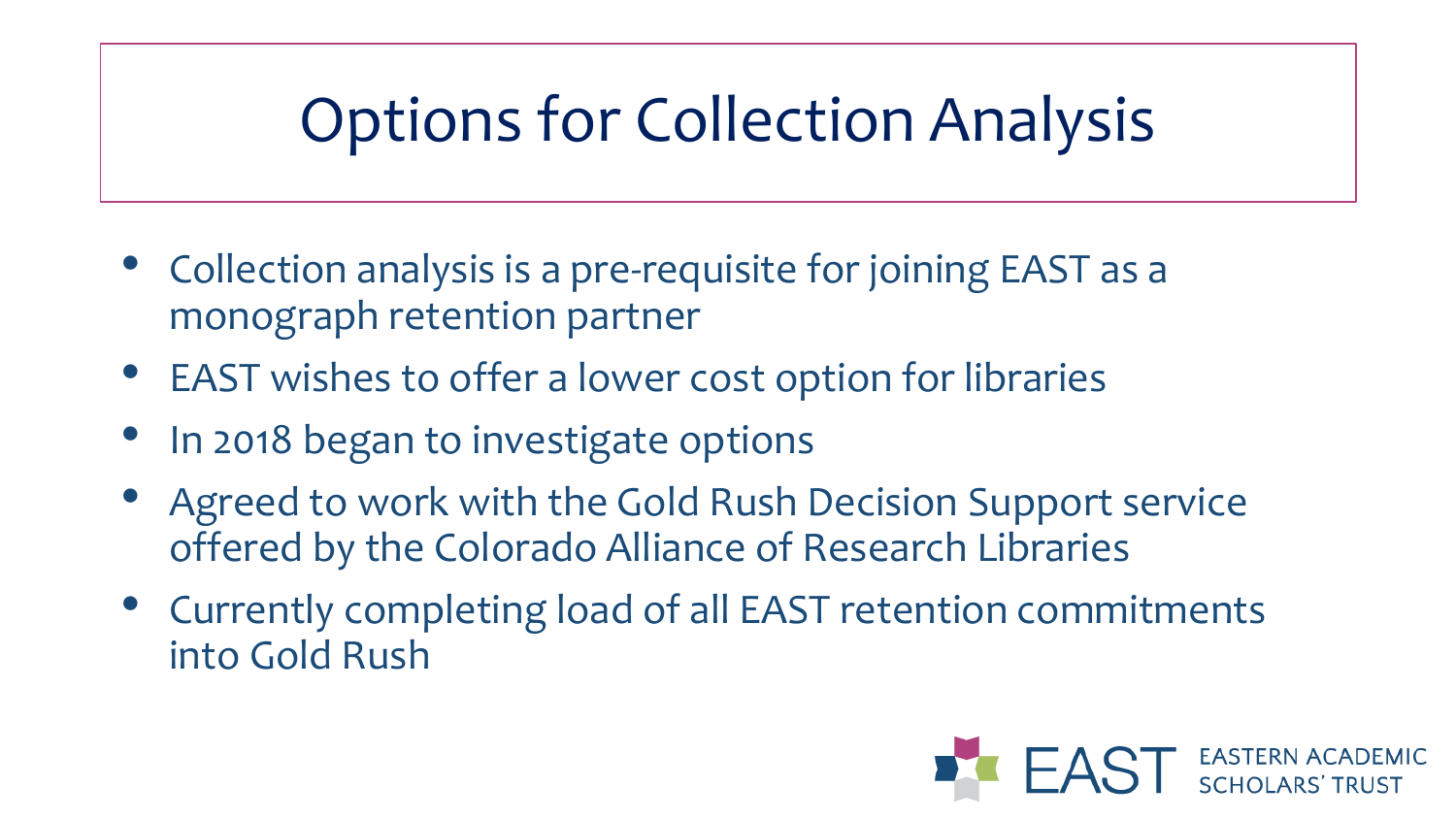# Options for Collection Analysis

- Collection analysis is a pre-requisite for joining EAST as a monograph retention partner
- EAST wishes to offer a lower cost option for libraries
- In 2018 began to investigate options
- Agreed to work with the Gold Rush Decision Support service offered by the Colorado Alliance of Research Libraries
- Currently completing load of all EAST retention commitments into Gold Rush

EAST EASTERN ACADEMIC SCHOLARS' TRUST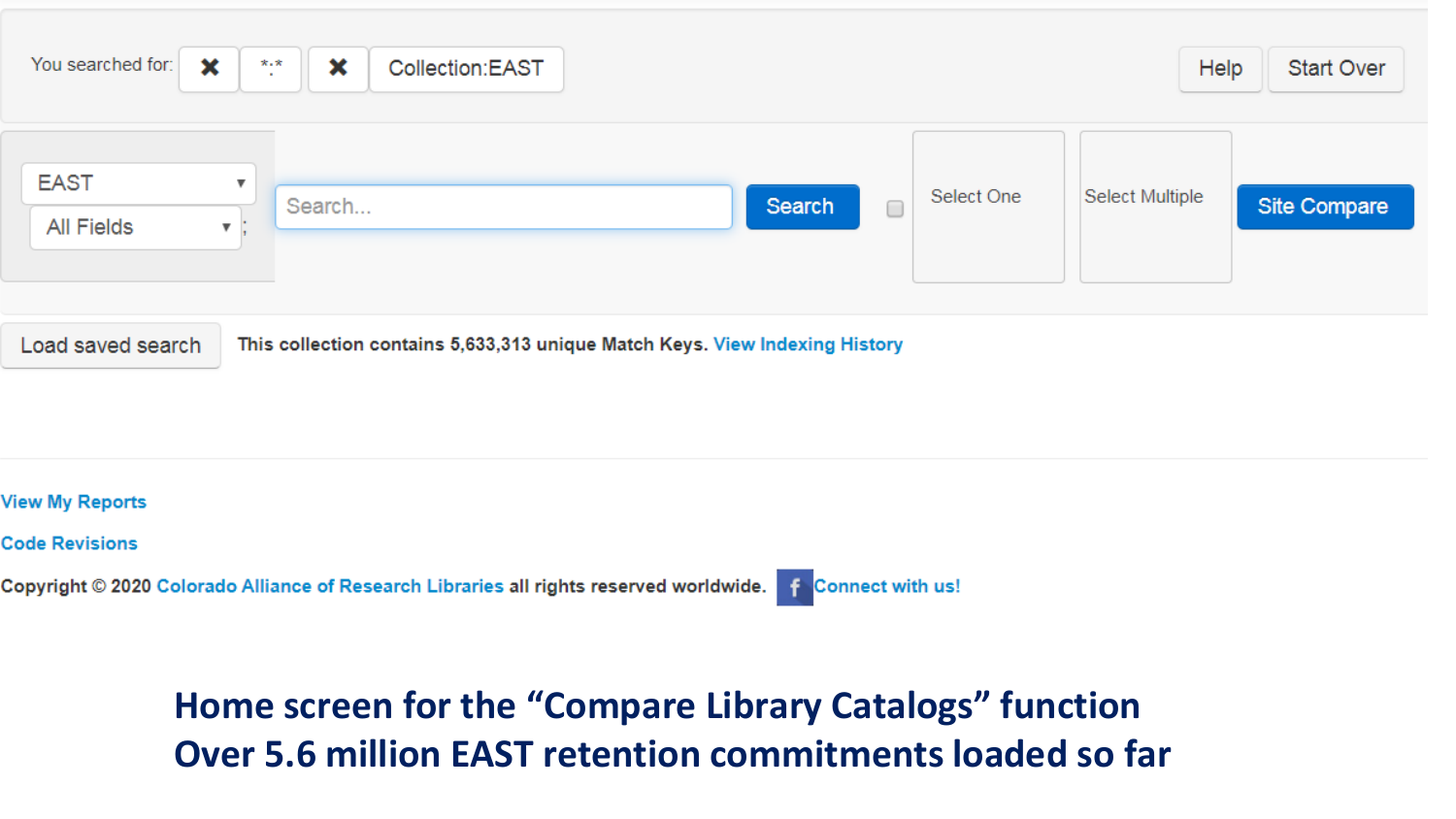You searched for: ✖ *:* ✖ Collection:EAST

Help | Start Over

EAST
All Fields

Search...

Search

Select One

Select Multiple

Site Compare

Load saved search

This collection contains 5,633,313 unique Match Keys. View Indexing History

View My Reports

Code Revisions

Copyright © 2020 Colorado Alliance of Research Libraries all rights reserved worldwide. Connect with us!

**Home screen for the "Compare Library Catalogs" function**
**Over 5.6 million EAST retention commitments loaded so far**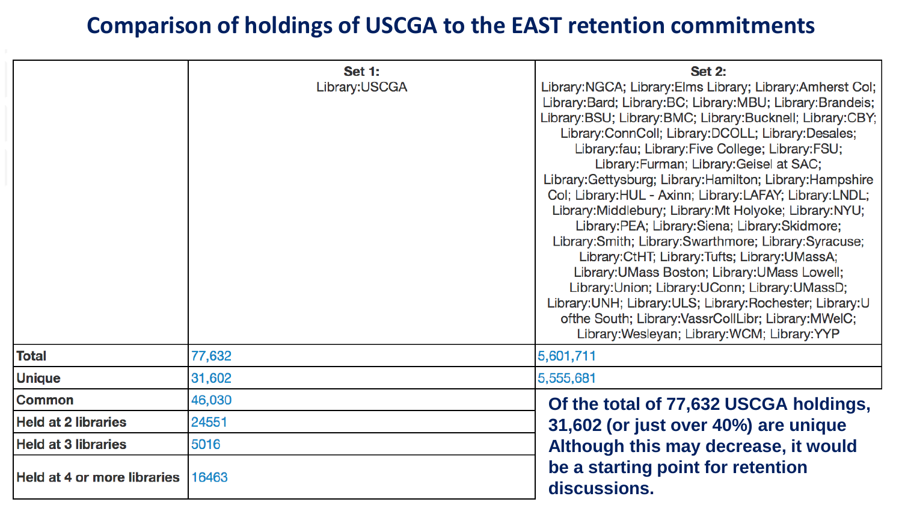# Comparison of holdings of USCGA to the EAST retention commitments

| | Set 1:<br>Library:USCGA | Set 2:<br>Library:NGCA; Library:Elms Library; Library:Amherst Col; Library:Bard; Library:BC; Library:MBU; Library:Brandeis; Library:BSU; Library:BMC; Library:Bucknell; Library:CBY; Library:ConnColl; Library:DCOLL; Library:Desales; Library:fau; Library:Five College; Library:FSU; Library:Furman; Library:Geisel at SAC; Library:Gettysburg; Library:Hamilton; Library:Hampshire Col; Library:HUL - Axinn; Library:LAFAY; Library:LNDL; Library:Middlebury; Library:Mt Holyoke; Library:NYU; Library:PEA; Library:Siena; Library:Skidmore; Library:Smith; Library:Swarthmore; Library:Syracuse; Library:CtHT; Library:Tufts; Library:UMassA; Library:UMass Boston; Library:UMass Lowell; Library:Union; Library:UConn; Library:UMassD; Library:UNH; Library:ULS; Library:Rochester; Library:U ofthe South; Library:VassrCollLibr; Library:MWelC; Library:Wesleyan; Library:WCM; Library:YYP |
|---|---|---|
| **Total** | 77,632 | 5,601,711 |
| **Unique** | 31,602 | 5,555,681 |
| **Common** | 46,030 | |
| **Held at 2 libraries** | 24551 | |
| **Held at 3 libraries** | 5016 | |
| **Held at 4 or more libraries** | 16463 | |

**Of the total of 77,632 USCGA holdings, 31,602 (or just over 40%) are unique Although this may decrease, it would be a starting point for retention discussions.**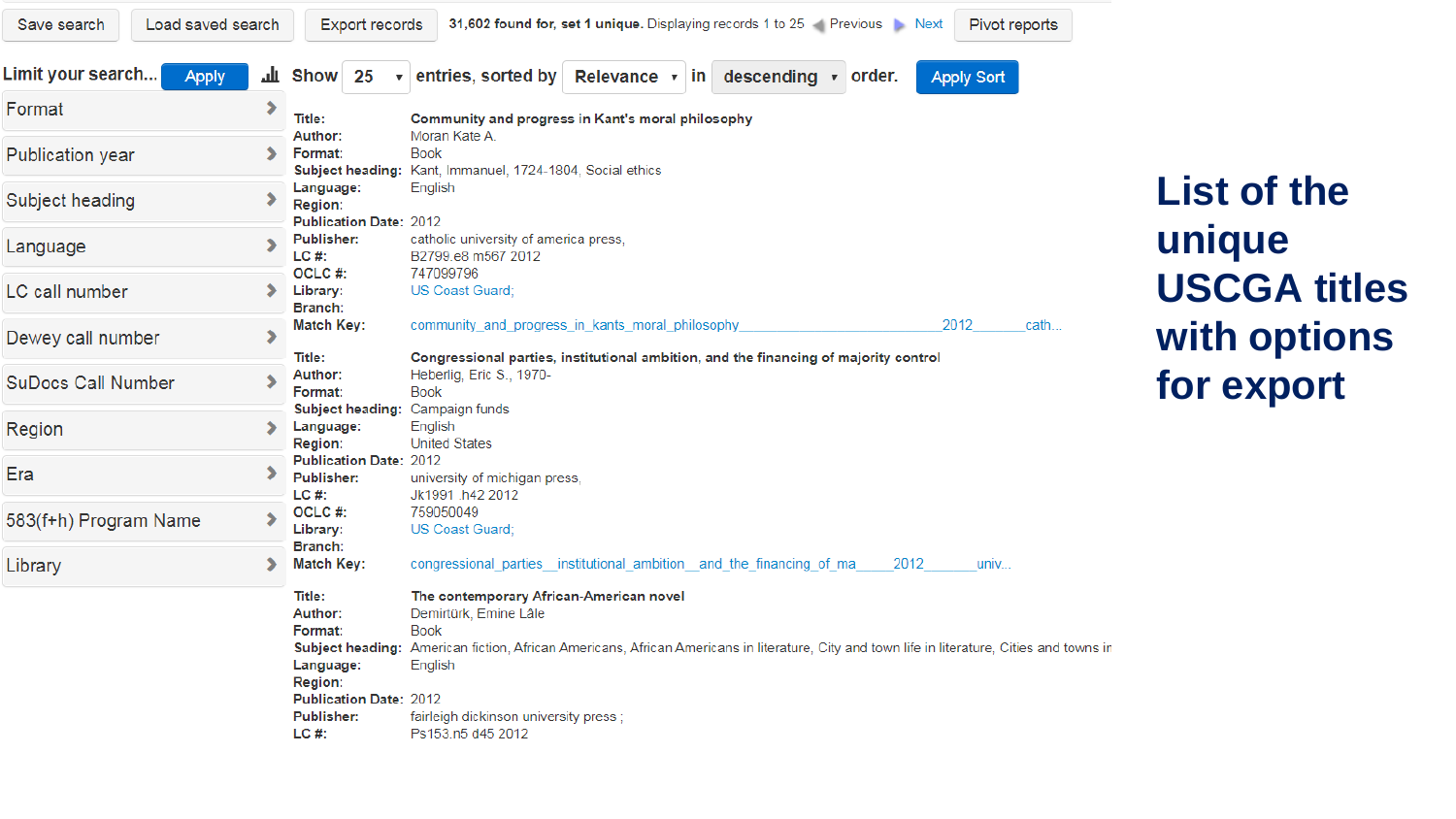Save search | Load saved search | Export records | **31,602 found for, set 1 unique.** Displaying records 1 to 25 ◀ Previous ▶ Next | Pivot reports

**Limit your search...** Apply

- Format
- Publication year
- Subject heading
- Language
- LC call number
- Dewey call number
- SuDocs Call Number
- Region
- Era
- 583(f+h) Program Name
- Library

**Show** 25 **entries, sorted by** Relevance **in** descending **order.** Apply Sort

| | |
|---|---|
| **Title:** | **Community and progress in Kant's moral philosophy** |
| **Author:** | Moran Kate A. |
| **Format:** | Book |
| **Subject heading:** | Kant, Immanuel, 1724-1804, Social ethics |
| **Language:** | English |
| **Region:** | |
| **Publication Date:** | 2012 |
| **Publisher:** | catholic university of america press, |
| **LC #:** | B2799.e8 m567 2012 |
| **OCLC #:** | 747099796 |
| **Library:** | US Coast Guard; |
| **Branch:** | |
| **Match Key:** | community_and_progress_in_kants_moral_philosophy________________________2012_______cath... |

| | |
|---|---|
| **Title:** | **Congressional parties, institutional ambition, and the financing of majority control** |
| **Author:** | Heberlig, Eric S., 1970- |
| **Format:** | Book |
| **Subject heading:** | Campaign funds |
| **Language:** | English |
| **Region:** | United States |
| **Publication Date:** | 2012 |
| **Publisher:** | university of michigan press, |
| **LC #:** | Jk1991 .h42 2012 |
| **OCLC #:** | 759050049 |
| **Library:** | US Coast Guard; |
| **Branch:** | |
| **Match Key:** | congressional_parties__institutional_ambition__and_the_financing_of_ma_____2012_______univ... |

| | |
|---|---|
| **Title:** | **The contemporary African-American novel** |
| **Author:** | Demirtürk, Emine Lâle |
| **Format:** | Book |
| **Subject heading:** | American fiction, African Americans, African Americans in literature, City and town life in literature, Cities and towns ir |
| **Language:** | English |
| **Region:** | |
| **Publication Date:** | 2012 |
| **Publisher:** | fairleigh dickinson university press ; |
| **LC #:** | Ps153.n5 d45 2012 |

# List of the unique USCGA titles with options for export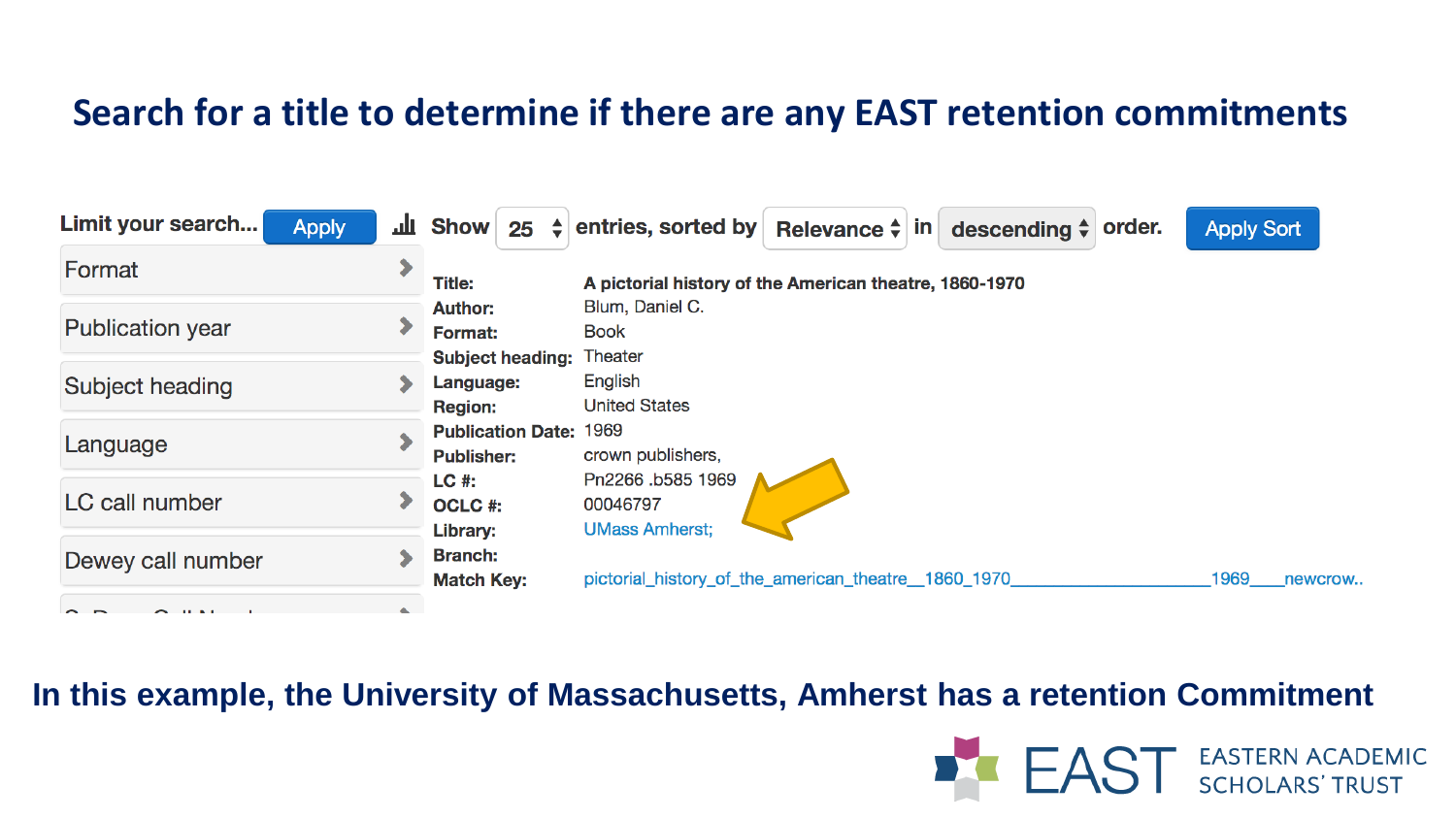# Search for a title to determine if there are any EAST retention commitments

Limit your search... Apply

- Format
- Publication year
- Subject heading
- Language
- LC call number
- Dewey call number

Show 25 entries, sorted by Relevance in descending order. Apply Sort

| | |
|---|---|
| **Title:** | **A pictorial history of the American theatre, 1860-1970** |
| **Author:** | Blum, Daniel C. |
| **Format:** | Book |
| **Subject heading:** | Theater |
| **Language:** | English |
| **Region:** | United States |
| **Publication Date:** | 1969 |
| **Publisher:** | crown publishers, |
| **LC #:** | Pn2266 .b585 1969 |
| **OCLC #:** | 00046797 |
| **Library:** | UMass Amherst; |
| **Branch:** | |
| **Match Key:** | pictorial_history_of_the_american_theatre__1860_1970___________________1969____newcrow.. |

**In this example, the University of Massachusetts, Amherst has a retention Commitment**

EAST EASTERN ACADEMIC SCHOLARS' TRUST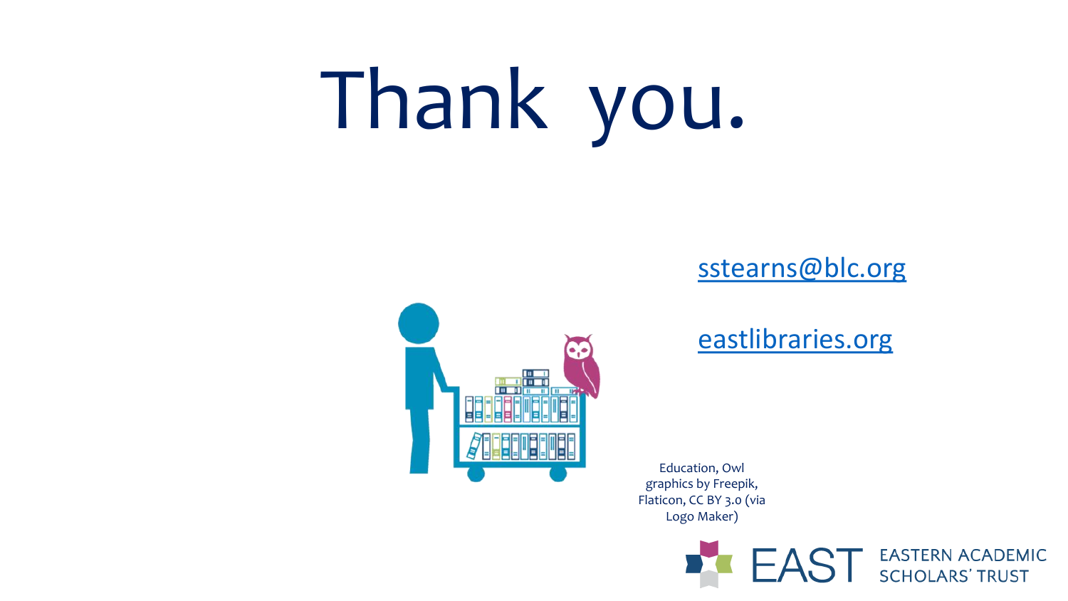# Thank you.

sstearns@blc.org

eastlibraries.org

Education, Owl graphics by Freepik, Flaticon, CC BY 3.0 (via Logo Maker)

EAST EASTERN ACADEMIC SCHOLARS' TRUST